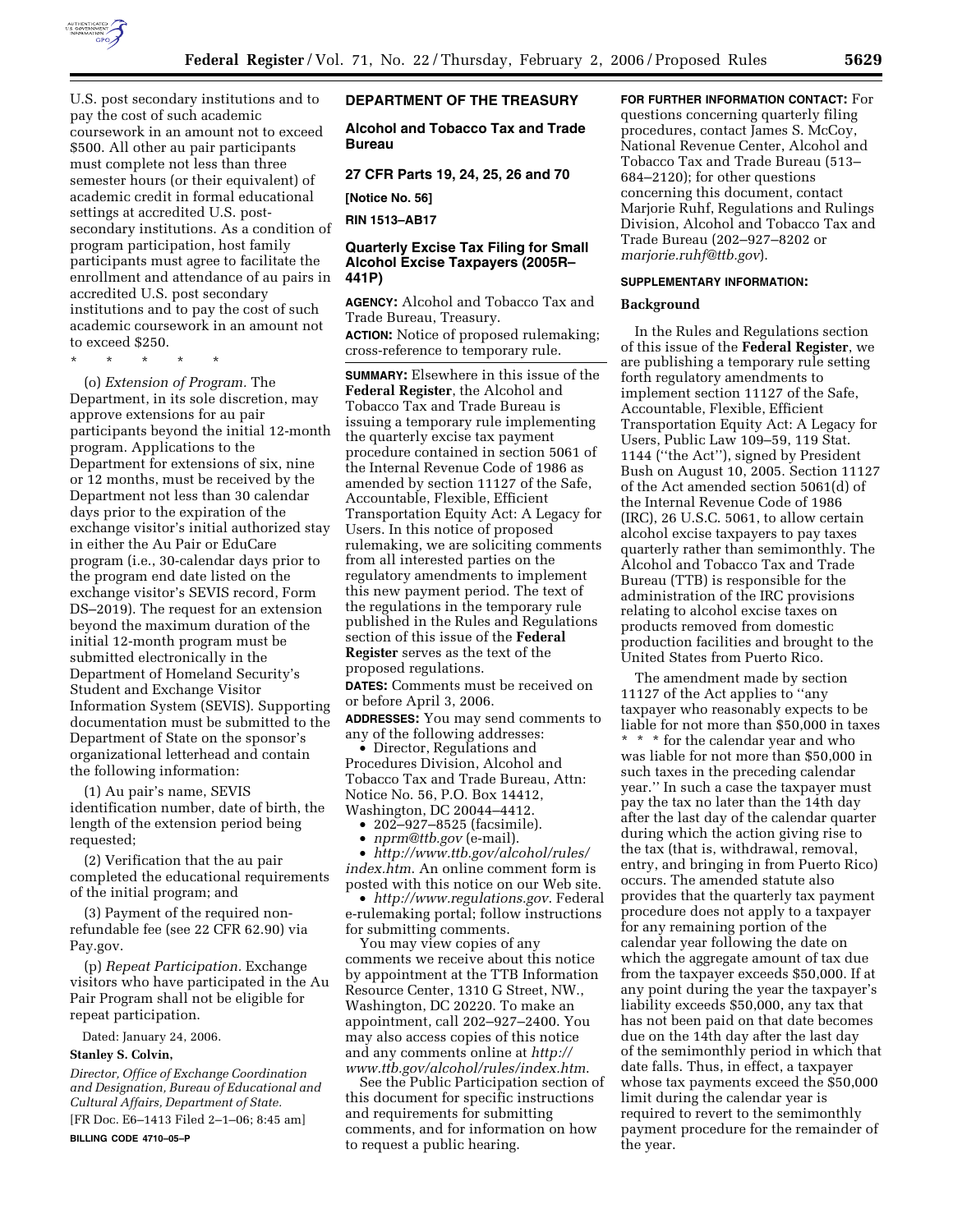U.S. post secondary institutions and to pay the cost of such academic coursework in an amount not to exceed $500. All other au pair participants must complete not less than three semester hours (or their equivalent) of academic credit in formal educational settings at accredited U.S. post-secondary institutions. As a condition of program participation, host family participants must agree to facilitate the enrollment and attendance of au pairs in accredited U.S. post secondary institutions and to pay the cost of such academic coursework in an amount not to exceed $250.

\* \* \* \* \*

(o) *Extension of Program.* The Department, in its sole discretion, may approve extensions for au pair participants beyond the initial 12-month program. Applications to the Department for extensions of six, nine or 12 months, must be received by the Department not less than 30 calendar days prior to the expiration of the exchange visitor's initial authorized stay in either the Au Pair or EduCare program (i.e., 30-calendar days prior to the program end date listed on the exchange visitor's SEVIS record, Form DS–2019). The request for an extension beyond the maximum duration of the initial 12-month program must be submitted electronically in the Department of Homeland Security's Student and Exchange Visitor Information System (SEVIS). Supporting documentation must be submitted to the Department of State on the sponsor's organizational letterhead and contain the following information:

(1) Au pair's name, SEVIS identification number, date of birth, the length of the extension period being requested;

(2) Verification that the au pair completed the educational requirements of the initial program; and

(3) Payment of the required non-refundable fee (see 22 CFR 62.90) via Pay.gov.

(p) *Repeat Participation.* Exchange visitors who have participated in the Au Pair Program shall not be eligible for repeat participation.

Dated: January 24, 2006.

**Stanley S. Colvin,**

*Director, Office of Exchange Coordination and Designation, Bureau of Educational and Cultural Affairs, Department of State.*

[FR Doc. E6–1413 Filed 2–1–06; 8:45 am]

**BILLING CODE 4710–05–P**

## DEPARTMENT OF THE TREASURY

### Alcohol and Tobacco Tax and Trade Bureau

### 27 CFR Parts 19, 24, 25, 26 and 70

**[Notice No. 56]**

**RIN 1513–AB17**

### Quarterly Excise Tax Filing for Small Alcohol Excise Taxpayers (2005R–441P)

**AGENCY:** Alcohol and Tobacco Tax and Trade Bureau, Treasury.

**ACTION:** Notice of proposed rulemaking; cross-reference to temporary rule.

**SUMMARY:** Elsewhere in this issue of the **Federal Register**, the Alcohol and Tobacco Tax and Trade Bureau is issuing a temporary rule implementing the quarterly excise tax payment procedure contained in section 5061 of the Internal Revenue Code of 1986 as amended by section 11127 of the Safe, Accountable, Flexible, Efficient Transportation Equity Act: A Legacy for Users. In this notice of proposed rulemaking, we are soliciting comments from all interested parties on the regulatory amendments to implement this new payment period. The text of the regulations in the temporary rule published in the Rules and Regulations section of this issue of the **Federal Register** serves as the text of the proposed regulations.

**DATES:** Comments must be received on or before April 3, 2006.

**ADDRESSES:** You may send comments to any of the following addresses:

- Director, Regulations and Procedures Division, Alcohol and Tobacco Tax and Trade Bureau, Attn: Notice No. 56, P.O. Box 14412, Washington, DC 20044–4412.
- 202–927–8525 (facsimile).
- *nprm@ttb.gov* (e-mail).
- *http://www.ttb.gov/alcohol/rules/index.htm*. An online comment form is posted with this notice on our Web site.
- *http://www.regulations.gov*. Federal e-rulemaking portal; follow instructions for submitting comments.

You may view copies of any comments we receive about this notice by appointment at the TTB Information Resource Center, 1310 G Street, NW., Washington, DC 20220. To make an appointment, call 202–927–2400. You may also access copies of this notice and any comments online at *http://www.ttb.gov/alcohol/rules/index.htm*.

See the Public Participation section of this document for specific instructions and requirements for submitting comments, and for information on how to request a public hearing.

**FOR FURTHER INFORMATION CONTACT:** For questions concerning quarterly filing procedures, contact James S. McCoy, National Revenue Center, Alcohol and Tobacco Tax and Trade Bureau (513–684–2120); for other questions concerning this document, contact Marjorie Ruhf, Regulations and Rulings Division, Alcohol and Tobacco Tax and Trade Bureau (202–927–8202 or *marjorie.ruhf@ttb.gov*).

**SUPPLEMENTARY INFORMATION:**

#### Background

In the Rules and Regulations section of this issue of the **Federal Register**, we are publishing a temporary rule setting forth regulatory amendments to implement section 11127 of the Safe, Accountable, Flexible, Efficient Transportation Equity Act: A Legacy for Users, Public Law 109–59, 119 Stat. 1144 (''the Act''), signed by President Bush on August 10, 2005. Section 11127 of the Act amended section 5061(d) of the Internal Revenue Code of 1986 (IRC), 26 U.S.C. 5061, to allow certain alcohol excise taxpayers to pay taxes quarterly rather than semimonthly. The Alcohol and Tobacco Tax and Trade Bureau (TTB) is responsible for the administration of the IRC provisions relating to alcohol excise taxes on products removed from domestic production facilities and brought to the United States from Puerto Rico.

The amendment made by section 11127 of the Act applies to ''any taxpayer who reasonably expects to be liable for not more than $50,000 in taxes \* \* \* for the calendar year and who was liable for not more than $50,000 in such taxes in the preceding calendar year.'' In such a case the taxpayer must pay the tax no later than the 14th day after the last day of the calendar quarter during which the action giving rise to the tax (that is, withdrawal, removal, entry, and bringing in from Puerto Rico) occurs. The amended statute also provides that the quarterly tax payment procedure does not apply to a taxpayer for any remaining portion of the calendar year following the date on which the aggregate amount of tax due from the taxpayer exceeds $50,000. If at any point during the year the taxpayer's liability exceeds $50,000, any tax that has not been paid on that date becomes due on the 14th day after the last day of the semimonthly period in which that date falls. Thus, in effect, a taxpayer whose tax payments exceed the $50,000 limit during the calendar year is required to revert to the semimonthly payment procedure for the remainder of the year.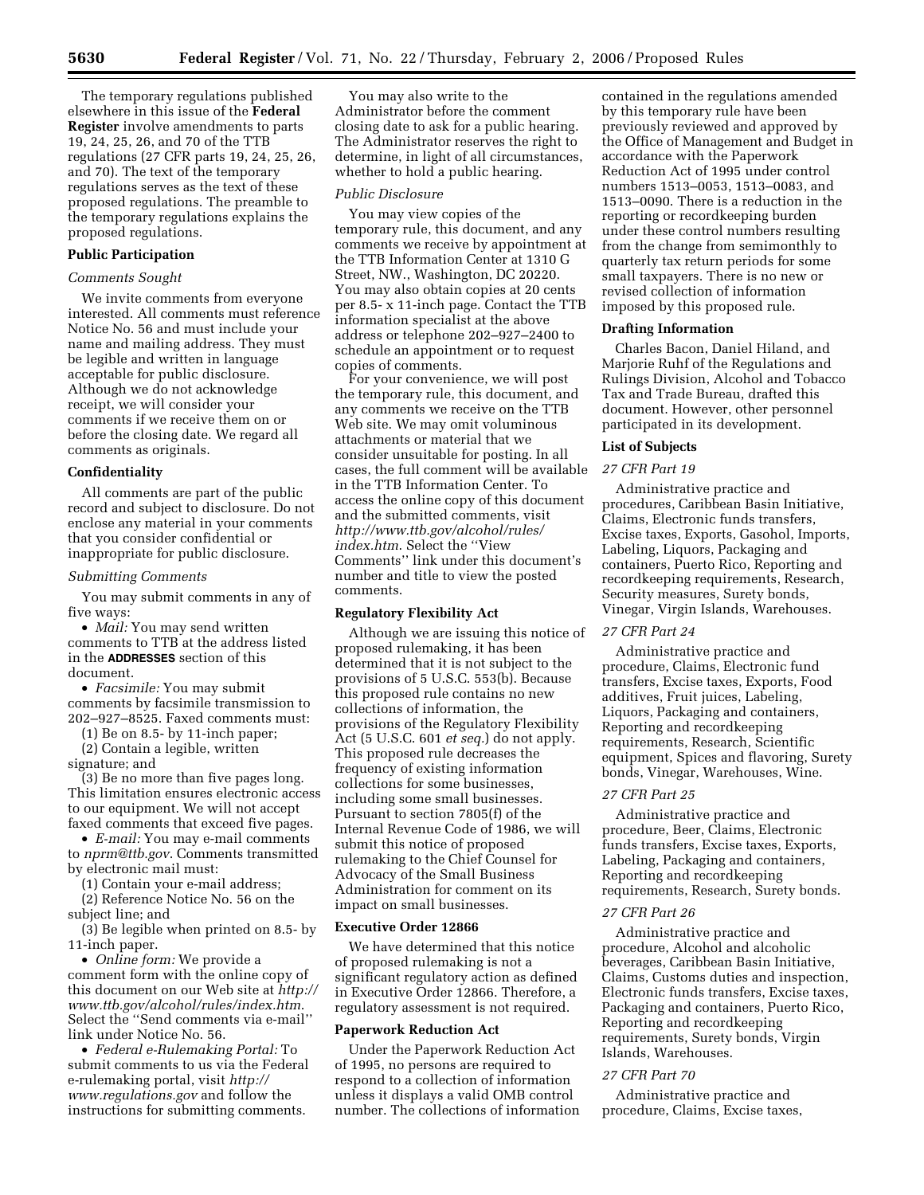The temporary regulations published elsewhere in this issue of the **Federal Register** involve amendments to parts 19, 24, 25, 26, and 70 of the TTB regulations (27 CFR parts 19, 24, 25, 26, and 70). The text of the temporary regulations serves as the text of these proposed regulations. The preamble to the temporary regulations explains the proposed regulations.

## Public Participation

### *Comments Sought*

We invite comments from everyone interested. All comments must reference Notice No. 56 and must include your name and mailing address. They must be legible and written in language acceptable for public disclosure. Although we do not acknowledge receipt, we will consider your comments if we receive them on or before the closing date. We regard all comments as originals.

## Confidentiality

All comments are part of the public record and subject to disclosure. Do not enclose any material in your comments that you consider confidential or inappropriate for public disclosure.

### *Submitting Comments*

You may submit comments in any of five ways:

- *Mail:* You may send written comments to TTB at the address listed in the **ADDRESSES** section of this document.
- *Facsimile:* You may submit comments by facsimile transmission to 202–927–8525. Faxed comments must:
  (1) Be on 8.5- by 11-inch paper;
  (2) Contain a legible, written signature; and
  (3) Be no more than five pages long. This limitation ensures electronic access to our equipment. We will not accept faxed comments that exceed five pages.
- *E-mail:* You may e-mail comments to *nprm@ttb.gov*. Comments transmitted by electronic mail must:
  (1) Contain your e-mail address;
  (2) Reference Notice No. 56 on the subject line; and
  (3) Be legible when printed on 8.5- by 11-inch paper.
- *Online form:* We provide a comment form with the online copy of this document on our Web site at *http://www.ttb.gov/alcohol/rules/index.htm*. Select the ''Send comments via e-mail'' link under Notice No. 56.
- *Federal e-Rulemaking Portal:* To submit comments to us via the Federal e-rulemaking portal, visit *http://www.regulations.gov* and follow the instructions for submitting comments.

You may also write to the Administrator before the comment closing date to ask for a public hearing. The Administrator reserves the right to determine, in light of all circumstances, whether to hold a public hearing.

### *Public Disclosure*

You may view copies of the temporary rule, this document, and any comments we receive by appointment at the TTB Information Center at 1310 G Street, NW., Washington, DC 20220. You may also obtain copies at 20 cents per 8.5- x 11-inch page. Contact the TTB information specialist at the above address or telephone 202–927–2400 to schedule an appointment or to request copies of comments.

For your convenience, we will post the temporary rule, this document, and any comments we receive on the TTB Web site. We may omit voluminous attachments or material that we consider unsuitable for posting. In all cases, the full comment will be available in the TTB Information Center. To access the online copy of this document and the submitted comments, visit *http://www.ttb.gov/alcohol/rules/index.htm*. Select the ''View Comments'' link under this document's number and title to view the posted comments.

## Regulatory Flexibility Act

Although we are issuing this notice of proposed rulemaking, it has been determined that it is not subject to the provisions of 5 U.S.C. 553(b). Because this proposed rule contains no new collections of information, the provisions of the Regulatory Flexibility Act (5 U.S.C. 601 *et seq.*) do not apply. This proposed rule decreases the frequency of existing information collections for some businesses, including some small businesses. Pursuant to section 7805(f) of the Internal Revenue Code of 1986, we will submit this notice of proposed rulemaking to the Chief Counsel for Advocacy of the Small Business Administration for comment on its impact on small businesses.

## Executive Order 12866

We have determined that this notice of proposed rulemaking is not a significant regulatory action as defined in Executive Order 12866. Therefore, a regulatory assessment is not required.

## Paperwork Reduction Act

Under the Paperwork Reduction Act of 1995, no persons are required to respond to a collection of information unless it displays a valid OMB control number. The collections of information contained in the regulations amended by this temporary rule have been previously reviewed and approved by the Office of Management and Budget in accordance with the Paperwork Reduction Act of 1995 under control numbers 1513–0053, 1513–0083, and 1513–0090. There is a reduction in the reporting or recordkeeping burden under these control numbers resulting from the change from semimonthly to quarterly tax return periods for some small taxpayers. There is no new or revised collection of information imposed by this proposed rule.

## Drafting Information

Charles Bacon, Daniel Hiland, and Marjorie Ruhf of the Regulations and Rulings Division, Alcohol and Tobacco Tax and Trade Bureau, drafted this document. However, other personnel participated in its development.

## List of Subjects

### *27 CFR Part 19*

Administrative practice and procedures, Caribbean Basin Initiative, Claims, Electronic funds transfers, Excise taxes, Exports, Gasohol, Imports, Labeling, Liquors, Packaging and containers, Puerto Rico, Reporting and recordkeeping requirements, Research, Security measures, Surety bonds, Vinegar, Virgin Islands, Warehouses.

### *27 CFR Part 24*

Administrative practice and procedure, Claims, Electronic fund transfers, Excise taxes, Exports, Food additives, Fruit juices, Labeling, Liquors, Packaging and containers, Reporting and recordkeeping requirements, Research, Scientific equipment, Spices and flavoring, Surety bonds, Vinegar, Warehouses, Wine.

### *27 CFR Part 25*

Administrative practice and procedure, Beer, Claims, Electronic funds transfers, Excise taxes, Exports, Labeling, Packaging and containers, Reporting and recordkeeping requirements, Research, Surety bonds.

### *27 CFR Part 26*

Administrative practice and procedure, Alcohol and alcoholic beverages, Caribbean Basin Initiative, Claims, Customs duties and inspection, Electronic funds transfers, Excise taxes, Packaging and containers, Puerto Rico, Reporting and recordkeeping requirements, Surety bonds, Virgin Islands, Warehouses.

### *27 CFR Part 70*

Administrative practice and procedure, Claims, Excise taxes,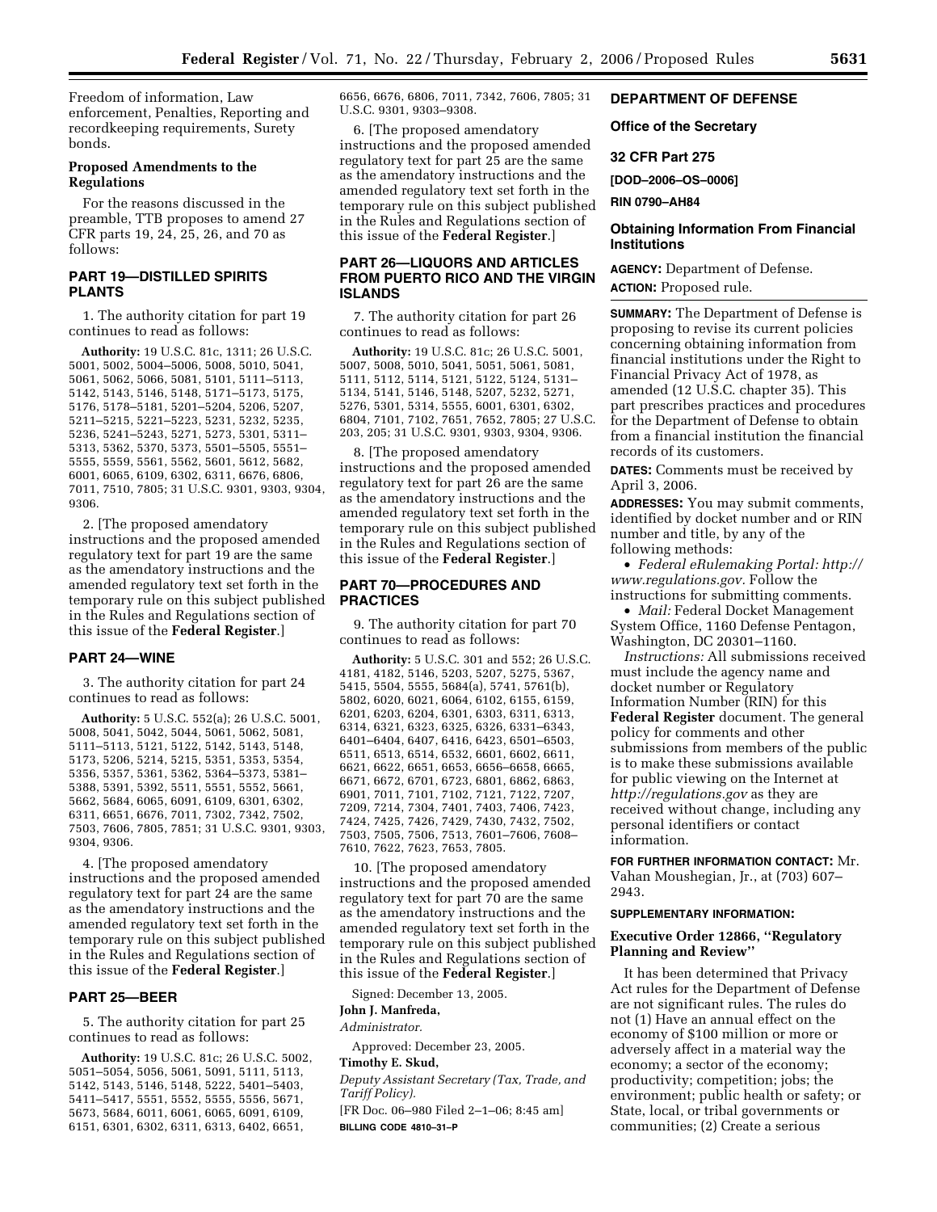Freedom of information, Law enforcement, Penalties, Reporting and recordkeeping requirements, Surety bonds.

**Proposed Amendments to the Regulations**

For the reasons discussed in the preamble, TTB proposes to amend 27 CFR parts 19, 24, 25, 26, and 70 as follows:

## PART 19—DISTILLED SPIRITS PLANTS

1. The authority citation for part 19 continues to read as follows:

**Authority:** 19 U.S.C. 81c, 1311; 26 U.S.C. 5001, 5002, 5004–5006, 5008, 5010, 5041, 5061, 5062, 5066, 5081, 5101, 5111–5113, 5142, 5143, 5146, 5148, 5171–5173, 5175, 5176, 5178–5181, 5201–5204, 5206, 5207, 5211–5215, 5221–5223, 5231, 5232, 5235, 5236, 5241–5243, 5271, 5273, 5301, 5311–5313, 5362, 5370, 5373, 5501–5505, 5551–5555, 5559, 5561, 5562, 5601, 5612, 5682, 6001, 6065, 6109, 6302, 6311, 6676, 6806, 7011, 7510, 7805; 31 U.S.C. 9301, 9303, 9304, 9306.

2. [The proposed amendatory instructions and the proposed amended regulatory text for part 19 are the same as the amendatory instructions and the amended regulatory text set forth in the temporary rule on this subject published in the Rules and Regulations section of this issue of the **Federal Register**.]

## PART 24—WINE

3. The authority citation for part 24 continues to read as follows:

**Authority:** 5 U.S.C. 552(a); 26 U.S.C. 5001, 5008, 5041, 5042, 5044, 5061, 5062, 5081, 5111–5113, 5121, 5122, 5142, 5143, 5148, 5173, 5206, 5214, 5215, 5351, 5353, 5354, 5356, 5357, 5361, 5362, 5364–5373, 5381–5388, 5391, 5392, 5511, 5551, 5552, 5661, 5662, 5684, 6065, 6091, 6109, 6301, 6302, 6311, 6651, 6676, 7011, 7302, 7342, 7502, 7503, 7606, 7805, 7851; 31 U.S.C. 9301, 9303, 9304, 9306.

4. [The proposed amendatory instructions and the proposed amended regulatory text for part 24 are the same as the amendatory instructions and the amended regulatory text set forth in the temporary rule on this subject published in the Rules and Regulations section of this issue of the **Federal Register**.]

## PART 25—BEER

5. The authority citation for part 25 continues to read as follows:

**Authority:** 19 U.S.C. 81c; 26 U.S.C. 5002, 5051–5054, 5056, 5061, 5091, 5111, 5113, 5142, 5143, 5146, 5148, 5222, 5401–5403, 5411–5417, 5551, 5552, 5555, 5556, 5671, 5673, 5684, 6011, 6061, 6065, 6091, 6109, 6151, 6301, 6302, 6311, 6313, 6402, 6651, 6656, 6676, 6806, 7011, 7342, 7606, 7805; 31 U.S.C. 9301, 9303–9308.

6. [The proposed amendatory instructions and the proposed amended regulatory text for part 25 are the same as the amendatory instructions and the amended regulatory text set forth in the temporary rule on this subject published in the Rules and Regulations section of this issue of the **Federal Register**.]

## PART 26—LIQUORS AND ARTICLES FROM PUERTO RICO AND THE VIRGIN ISLANDS

7. The authority citation for part 26 continues to read as follows:

**Authority:** 19 U.S.C. 81c; 26 U.S.C. 5001, 5007, 5008, 5010, 5041, 5051, 5061, 5081, 5111, 5112, 5114, 5121, 5122, 5124, 5131–5134, 5141, 5146, 5148, 5207, 5232, 5271, 5276, 5301, 5314, 5555, 6001, 6301, 6302, 6804, 7101, 7102, 7651, 7652, 7805; 27 U.S.C. 203, 205; 31 U.S.C. 9301, 9303, 9304, 9306.

8. [The proposed amendatory instructions and the proposed amended regulatory text for part 26 are the same as the amendatory instructions and the amended regulatory text set forth in the temporary rule on this subject published in the Rules and Regulations section of this issue of the **Federal Register**.]

## PART 70—PROCEDURES AND PRACTICES

9. The authority citation for part 70 continues to read as follows:

**Authority:** 5 U.S.C. 301 and 552; 26 U.S.C. 4181, 4182, 5146, 5203, 5207, 5275, 5367, 5415, 5504, 5555, 5684(a), 5741, 5761(b), 5802, 6020, 6021, 6064, 6102, 6155, 6159, 6201, 6203, 6204, 6301, 6303, 6311, 6313, 6314, 6321, 6323, 6325, 6326, 6331–6343, 6401–6404, 6407, 6416, 6423, 6501–6503, 6511, 6513, 6514, 6532, 6601, 6602, 6611, 6621, 6622, 6651, 6653, 6656–6658, 6665, 6671, 6672, 6701, 6723, 6801, 6862, 6863, 6901, 7011, 7101, 7102, 7121, 7122, 7207, 7209, 7214, 7304, 7401, 7403, 7406, 7423, 7424, 7425, 7426, 7429, 7430, 7432, 7502, 7503, 7505, 7506, 7513, 7601–7606, 7608–7610, 7622, 7623, 7653, 7805.

10. [The proposed amendatory instructions and the proposed amended regulatory text for part 70 are the same as the amendatory instructions and the amended regulatory text set forth in the temporary rule on this subject published in the Rules and Regulations section of this issue of the **Federal Register**.]

Signed: December 13, 2005.

**John J. Manfreda,**

*Administrator.*

Approved: December 23, 2005.

**Timothy E. Skud,**

*Deputy Assistant Secretary (Tax, Trade, and Tariff Policy).*

[FR Doc. 06–980 Filed 2–1–06; 8:45 am]

**BILLING CODE 4810–31–P**

---

## DEPARTMENT OF DEFENSE

### Office of the Secretary

### 32 CFR Part 275

**[DOD–2006–OS–0006]**

**RIN 0790–AH84**

### Obtaining Information From Financial Institutions

**AGENCY:** Department of Defense.

**ACTION:** Proposed rule.

**SUMMARY:** The Department of Defense is proposing to revise its current policies concerning obtaining information from financial institutions under the Right to Financial Privacy Act of 1978, as amended (12 U.S.C. chapter 35). This part prescribes practices and procedures for the Department of Defense to obtain from a financial institution the financial records of its customers.

**DATES:** Comments must be received by April 3, 2006.

**ADDRESSES:** You may submit comments, identified by docket number and or RIN number and title, by any of the following methods:

- *Federal eRulemaking Portal: http://www.regulations.gov.* Follow the instructions for submitting comments.
- *Mail:* Federal Docket Management System Office, 1160 Defense Pentagon, Washington, DC 20301–1160.

*Instructions:* All submissions received must include the agency name and docket number or Regulatory Information Number (RIN) for this **Federal Register** document. The general policy for comments and other submissions from members of the public is to make these submissions available for public viewing on the Internet at *http://regulations.gov* as they are received without change, including any personal identifiers or contact information.

**FOR FURTHER INFORMATION CONTACT:** Mr. Vahan Moushegian, Jr., at (703) 607–2943.

**SUPPLEMENTARY INFORMATION:**

**Executive Order 12866, "Regulatory Planning and Review"**

It has been determined that Privacy Act rules for the Department of Defense are not significant rules. The rules do not (1) Have an annual effect on the economy of $100 million or more or adversely affect in a material way the economy; a sector of the economy; productivity; competition; jobs; the environment; public health or safety; or State, local, or tribal governments or communities; (2) Create a serious